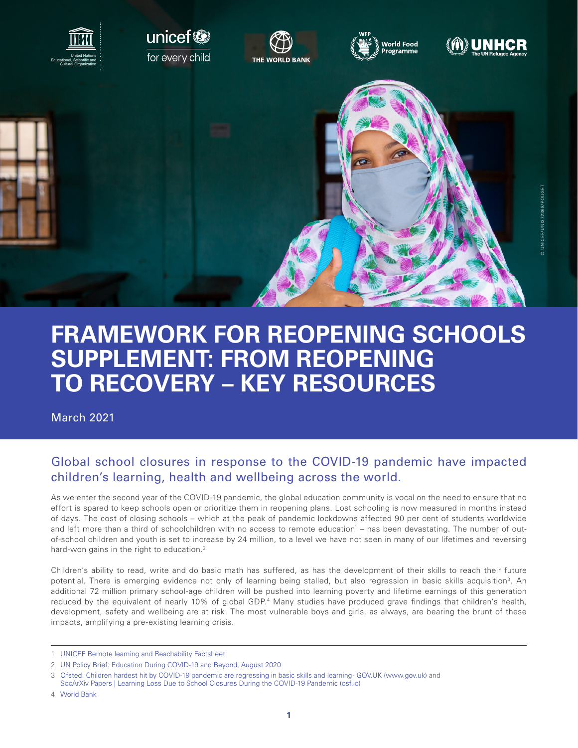# FRAMEWORK FOR REOPENING SCHOOLS SUPPLEMENT: FROM REOPENING TO RECOVERY – KEY RESOURCES

March 2021

## Global school closures in response to the COVID-19 pandemic have impacted children's learning, health and wellbeing across the world.

As we enter the second year of the COVID-19 pandemic, the global education community is vocal on the need to ensure that no effort is spared to keep schools open or prioritize them in reopening plans. Lost schooling is now measured in months instead of days. The cost of closing schools – which at the peak of pandemic lockdowns affected 90 per cent of students worldwide and left more than a third of schoolchildren with no access to remote education[1] – has been devastating. The number of out-of-school children and youth is set to increase by 24 million, to a level we have not seen in many of our lifetimes and reversing hard-won gains in the right to education.[2]

Children's ability to read, write and do basic math has suffered, as has the development of their skills to reach their future potential. There is emerging evidence not only of learning being stalled, but also regression in basic skills acquisition[3]. An additional 72 million primary school-age children will be pushed into learning poverty and lifetime earnings of this generation reduced by the equivalent of nearly 10% of global GDP.[4] Many studies have produced grave findings that children's health, development, safety and wellbeing are at risk. The most vulnerable boys and girls, as always, are bearing the brunt of these impacts, amplifying a pre-existing learning crisis.

---

1 UNICEF Remote learning and Reachability Factsheet

2 UN Policy Brief: Education During COVID-19 and Beyond, August 2020

3 Ofsted: Children hardest hit by COVID-19 pandemic are regressing in basic skills and learning- GOV.UK (www.gov.uk) and SocArXiv Papers | Learning Loss Due to School Closures During the COVID-19 Pandemic (osf.io)

4 World Bank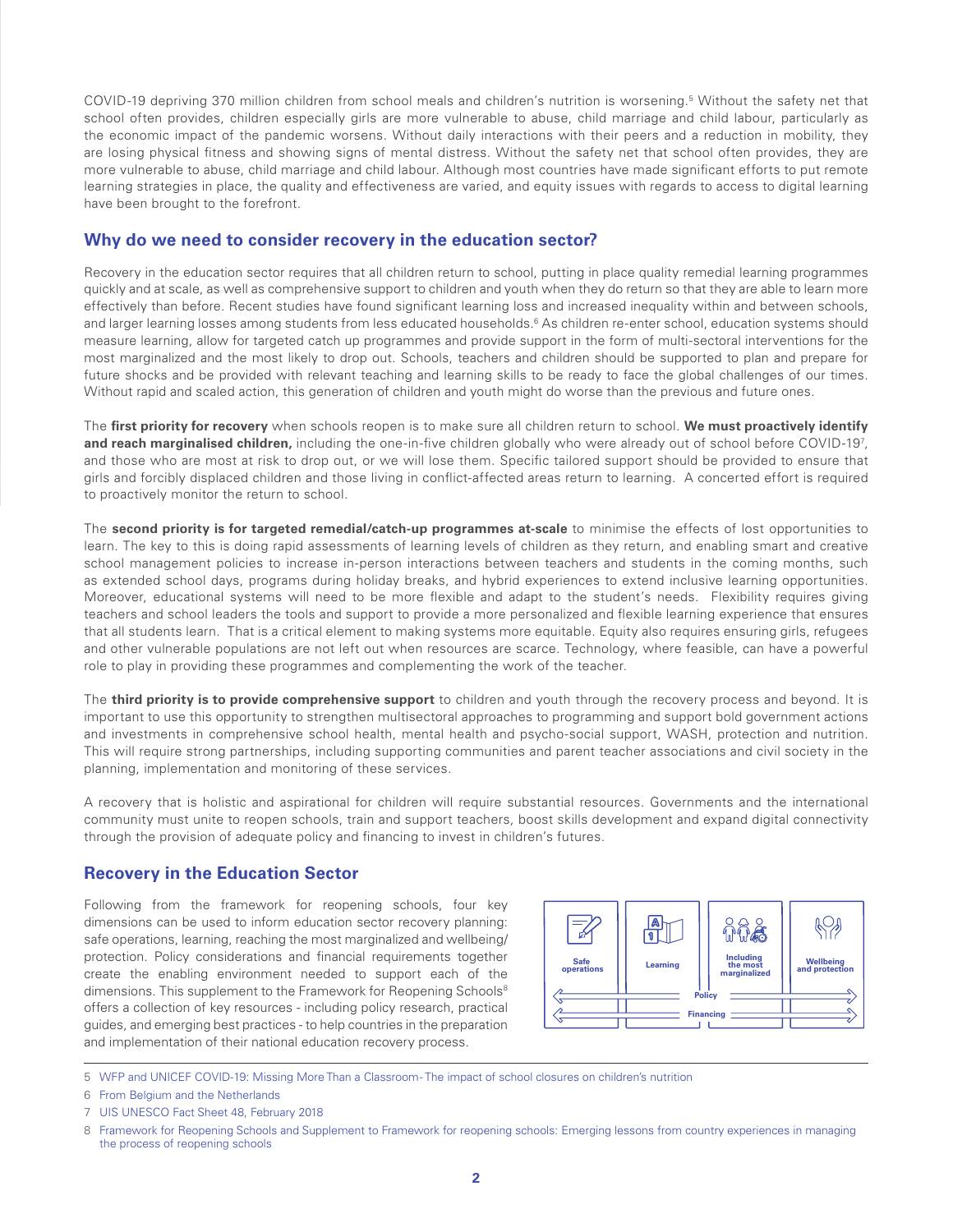COVID-19 depriving 370 million children from school meals and children's nutrition is worsening.[5] Without the safety net that school often provides, children especially girls are more vulnerable to abuse, child marriage and child labour, particularly as the economic impact of the pandemic worsens. Without daily interactions with their peers and a reduction in mobility, they are losing physical fitness and showing signs of mental distress. Without the safety net that school often provides, they are more vulnerable to abuse, child marriage and child labour. Although most countries have made significant efforts to put remote learning strategies in place, the quality and effectiveness are varied, and equity issues with regards to access to digital learning have been brought to the forefront.

## Why do we need to consider recovery in the education sector?

Recovery in the education sector requires that all children return to school, putting in place quality remedial learning programmes quickly and at scale, as well as comprehensive support to children and youth when they do return so that they are able to learn more effectively than before. Recent studies have found significant learning loss and increased inequality within and between schools, and larger learning losses among students from less educated households.[6] As children re-enter school, education systems should measure learning, allow for targeted catch up programmes and provide support in the form of multi-sectoral interventions for the most marginalized and the most likely to drop out. Schools, teachers and children should be supported to plan and prepare for future shocks and be provided with relevant teaching and learning skills to be ready to face the global challenges of our times. Without rapid and scaled action, this generation of children and youth might do worse than the previous and future ones.

The **first priority for recovery** when schools reopen is to make sure all children return to school. **We must proactively identify and reach marginalised children,** including the one-in-five children globally who were already out of school before COVID-19[7], and those who are most at risk to drop out, or we will lose them. Specific tailored support should be provided to ensure that girls and forcibly displaced children and those living in conflict-affected areas return to learning. A concerted effort is required to proactively monitor the return to school.

The **second priority is for targeted remedial/catch-up programmes at-scale** to minimise the effects of lost opportunities to learn. The key to this is doing rapid assessments of learning levels of children as they return, and enabling smart and creative school management policies to increase in-person interactions between teachers and students in the coming months, such as extended school days, programs during holiday breaks, and hybrid experiences to extend inclusive learning opportunities. Moreover, educational systems will need to be more flexible and adapt to the student's needs. Flexibility requires giving teachers and school leaders the tools and support to provide a more personalized and flexible learning experience that ensures that all students learn. That is a critical element to making systems more equitable. Equity also requires ensuring girls, refugees and other vulnerable populations are not left out when resources are scarce. Technology, where feasible, can have a powerful role to play in providing these programmes and complementing the work of the teacher.

The **third priority is to provide comprehensive support** to children and youth through the recovery process and beyond. It is important to use this opportunity to strengthen multisectoral approaches to programming and support bold government actions and investments in comprehensive school health, mental health and psycho-social support, WASH, protection and nutrition. This will require strong partnerships, including supporting communities and parent teacher associations and civil society in the planning, implementation and monitoring of these services.

A recovery that is holistic and aspirational for children will require substantial resources. Governments and the international community must unite to reopen schools, train and support teachers, boost skills development and expand digital connectivity through the provision of adequate policy and financing to invest in children's futures.

## Recovery in the Education Sector

Following from the framework for reopening schools, four key dimensions can be used to inform education sector recovery planning: safe operations, learning, reaching the most marginalized and wellbeing/protection. Policy considerations and financial requirements together create the enabling environment needed to support each of the dimensions. This supplement to the Framework for Reopening Schools[8] offers a collection of key resources - including policy research, practical guides, and emerging best practices - to help countries in the preparation and implementation of their national education recovery process.

Safe operations | Learning | Including the most marginalized | Wellbeing and protection

Policy

Financing

---

5 WFP and UNICEF COVID-19: Missing More Than a Classroom- The impact of school closures on children's nutrition

6 From Belgium and the Netherlands

7 UIS UNESCO Fact Sheet 48, February 2018

8 Framework for Reopening Schools and Supplement to Framework for reopening schools: Emerging lessons from country experiences in managing the process of reopening schools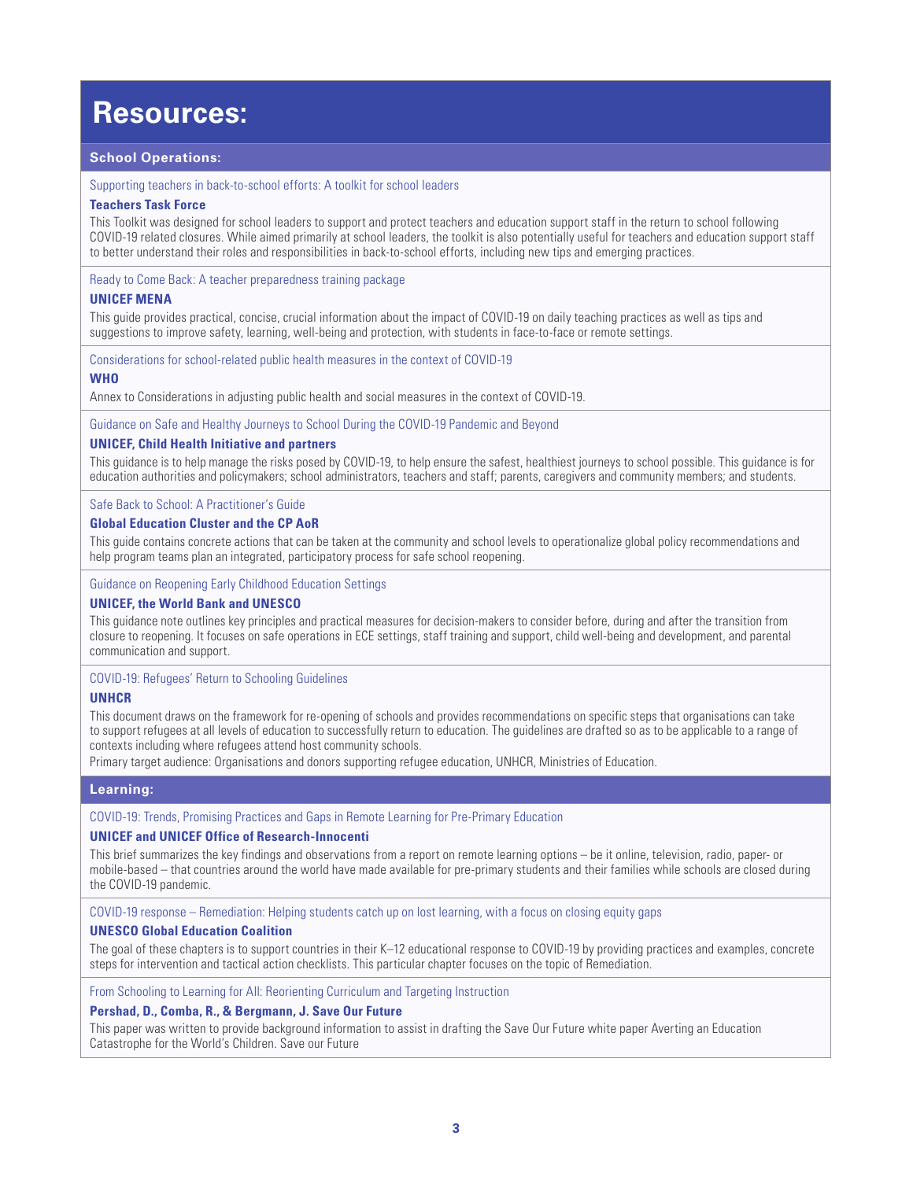# Resources:

## School Operations:

Supporting teachers in back-to-school efforts: A toolkit for school leaders

**Teachers Task Force**

This Toolkit was designed for school leaders to support and protect teachers and education support staff in the return to school following COVID-19 related closures. While aimed primarily at school leaders, the toolkit is also potentially useful for teachers and education support staff to better understand their roles and responsibilities in back-to-school efforts, including new tips and emerging practices.

Ready to Come Back: A teacher preparedness training package

**UNICEF MENA**

This guide provides practical, concise, crucial information about the impact of COVID-19 on daily teaching practices as well as tips and suggestions to improve safety, learning, well-being and protection, with students in face-to-face or remote settings.

Considerations for school-related public health measures in the context of COVID-19

**WHO**

Annex to Considerations in adjusting public health and social measures in the context of COVID-19.

Guidance on Safe and Healthy Journeys to School During the COVID-19 Pandemic and Beyond

**UNICEF, Child Health Initiative and partners**

This guidance is to help manage the risks posed by COVID-19, to help ensure the safest, healthiest journeys to school possible. This guidance is for education authorities and policymakers; school administrators, teachers and staff; parents, caregivers and community members; and students.

Safe Back to School: A Practitioner's Guide

**Global Education Cluster and the CP AoR**

This guide contains concrete actions that can be taken at the community and school levels to operationalize global policy recommendations and help program teams plan an integrated, participatory process for safe school reopening.

Guidance on Reopening Early Childhood Education Settings

**UNICEF, the World Bank and UNESCO**

This guidance note outlines key principles and practical measures for decision-makers to consider before, during and after the transition from closure to reopening. It focuses on safe operations in ECE settings, staff training and support, child well-being and development, and parental communication and support.

COVID-19: Refugees' Return to Schooling Guidelines

**UNHCR**

This document draws on the framework for re-opening of schools and provides recommendations on specific steps that organisations can take to support refugees at all levels of education to successfully return to education. The guidelines are drafted so as to be applicable to a range of contexts including where refugees attend host community schools.

Primary target audience: Organisations and donors supporting refugee education, UNHCR, Ministries of Education.

## Learning:

COVID-19: Trends, Promising Practices and Gaps in Remote Learning for Pre-Primary Education

**UNICEF and UNICEF Office of Research-Innocenti**

This brief summarizes the key findings and observations from a report on remote learning options – be it online, television, radio, paper- or mobile-based – that countries around the world have made available for pre-primary students and their families while schools are closed during the COVID-19 pandemic.

COVID-19 response – Remediation: Helping students catch up on lost learning, with a focus on closing equity gaps

**UNESCO Global Education Coalition**

The goal of these chapters is to support countries in their K–12 educational response to COVID-19 by providing practices and examples, concrete steps for intervention and tactical action checklists. This particular chapter focuses on the topic of Remediation.

From Schooling to Learning for All: Reorienting Curriculum and Targeting Instruction

**Pershad, D., Comba, R., & Bergmann, J. Save Our Future**

This paper was written to provide background information to assist in drafting the Save Our Future white paper Averting an Education Catastrophe for the World's Children. Save our Future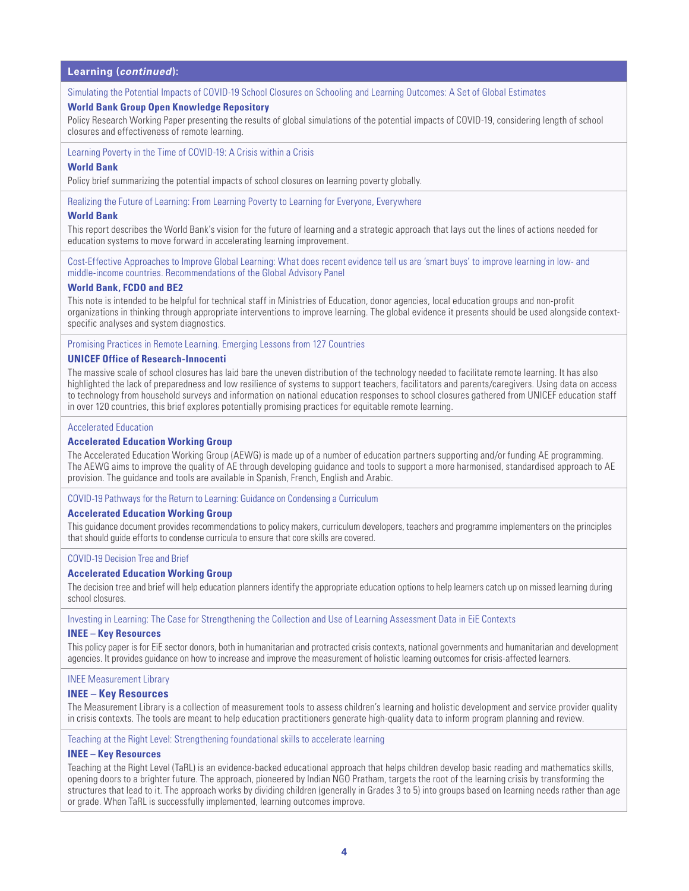## Learning (*continued*):

Simulating the Potential Impacts of COVID-19 School Closures on Schooling and Learning Outcomes: A Set of Global Estimates

**World Bank Group Open Knowledge Repository**

Policy Research Working Paper presenting the results of global simulations of the potential impacts of COVID-19, considering length of school closures and effectiveness of remote learning.

---

Learning Poverty in the Time of COVID-19: A Crisis within a Crisis

**World Bank**

Policy brief summarizing the potential impacts of school closures on learning poverty globally.

---

Realizing the Future of Learning: From Learning Poverty to Learning for Everyone, Everywhere

**World Bank**

This report describes the World Bank's vision for the future of learning and a strategic approach that lays out the lines of actions needed for education systems to move forward in accelerating learning improvement.

---

Cost-Effective Approaches to Improve Global Learning: What does recent evidence tell us are 'smart buys' to improve learning in low- and middle-income countries. Recommendations of the Global Advisory Panel

**World Bank, FCDO and BE2**

This note is intended to be helpful for technical staff in Ministries of Education, donor agencies, local education groups and non-profit organizations in thinking through appropriate interventions to improve learning. The global evidence it presents should be used alongside context-specific analyses and system diagnostics.

---

Promising Practices in Remote Learning. Emerging Lessons from 127 Countries

**UNICEF Office of Research-Innocenti**

The massive scale of school closures has laid bare the uneven distribution of the technology needed to facilitate remote learning. It has also highlighted the lack of preparedness and low resilience of systems to support teachers, facilitators and parents/caregivers. Using data on access to technology from household surveys and information on national education responses to school closures gathered from UNICEF education staff in over 120 countries, this brief explores potentially promising practices for equitable remote learning.

---

Accelerated Education

**Accelerated Education Working Group**

The Accelerated Education Working Group (AEWG) is made up of a number of education partners supporting and/or funding AE programming. The AEWG aims to improve the quality of AE through developing guidance and tools to support a more harmonised, standardised approach to AE provision. The guidance and tools are available in Spanish, French, English and Arabic.

---

COVID-19 Pathways for the Return to Learning: Guidance on Condensing a Curriculum

**Accelerated Education Working Group**

This guidance document provides recommendations to policy makers, curriculum developers, teachers and programme implementers on the principles that should guide efforts to condense curricula to ensure that core skills are covered.

---

COVID-19 Decision Tree and Brief

**Accelerated Education Working Group**

The decision tree and brief will help education planners identify the appropriate education options to help learners catch up on missed learning during school closures.

---

Investing in Learning: The Case for Strengthening the Collection and Use of Learning Assessment Data in EiE Contexts

**INEE – Key Resources**

This policy paper is for EiE sector donors, both in humanitarian and protracted crisis contexts, national governments and humanitarian and development agencies. It provides guidance on how to increase and improve the measurement of holistic learning outcomes for crisis-affected learners.

---

INEE Measurement Library

**INEE – Key Resources**

The Measurement Library is a collection of measurement tools to assess children's learning and holistic development and service provider quality in crisis contexts. The tools are meant to help education practitioners generate high-quality data to inform program planning and review.

---

Teaching at the Right Level: Strengthening foundational skills to accelerate learning

**INEE – Key Resources**

Teaching at the Right Level (TaRL) is an evidence-backed educational approach that helps children develop basic reading and mathematics skills, opening doors to a brighter future. The approach, pioneered by Indian NGO Pratham, targets the root of the learning crisis by transforming the structures that lead to it. The approach works by dividing children (generally in Grades 3 to 5) into groups based on learning needs rather than age or grade. When TaRL is successfully implemented, learning outcomes improve.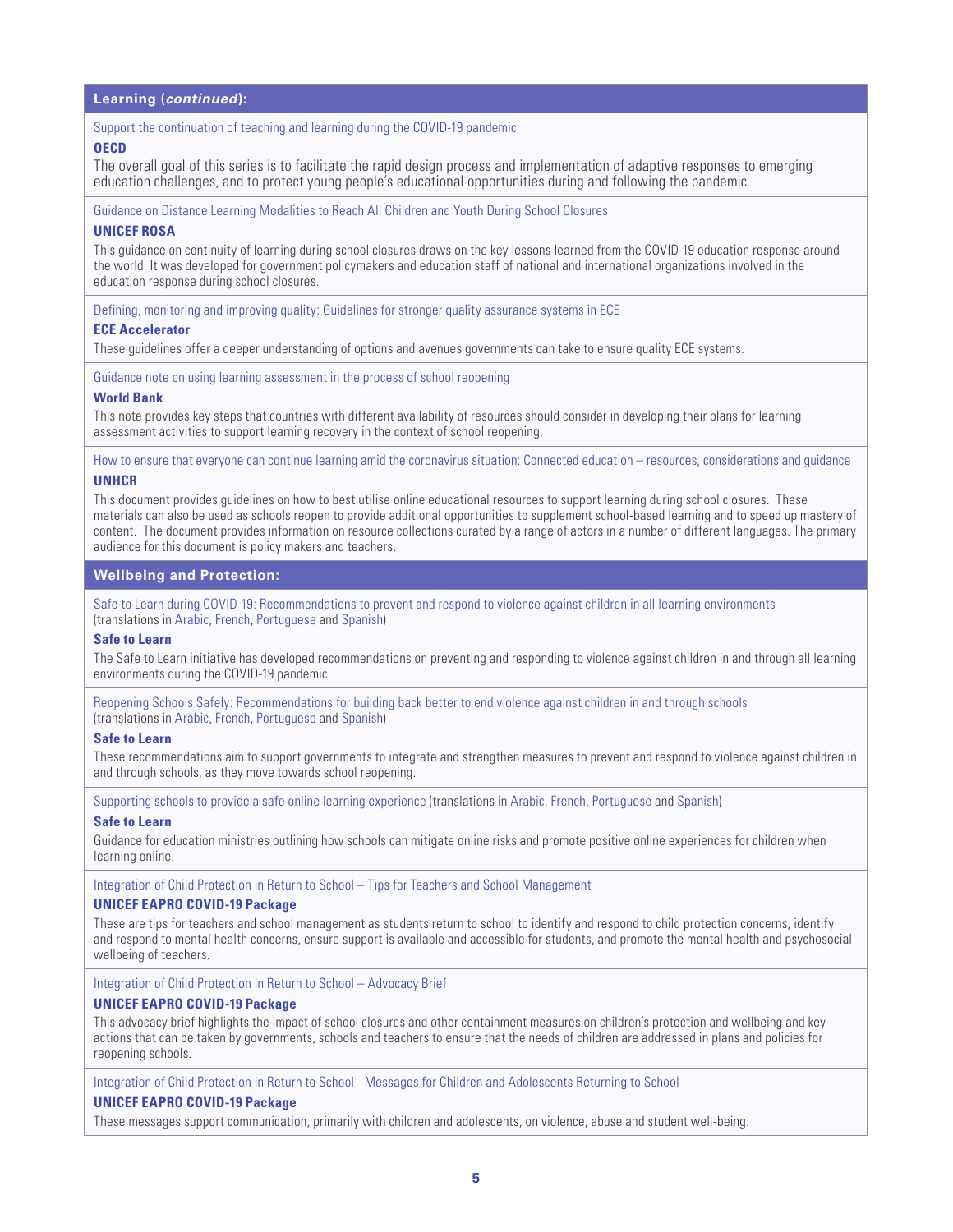## Learning (*continued*):

Support the continuation of teaching and learning during the COVID-19 pandemic

**OECD**

The overall goal of this series is to facilitate the rapid design process and implementation of adaptive responses to emerging education challenges, and to protect young people's educational opportunities during and following the pandemic.

Guidance on Distance Learning Modalities to Reach All Children and Youth During School Closures

**UNICEF ROSA**

This guidance on continuity of learning during school closures draws on the key lessons learned from the COVID-19 education response around the world. It was developed for government policymakers and education staff of national and international organizations involved in the education response during school closures.

Defining, monitoring and improving quality: Guidelines for stronger quality assurance systems in ECE

**ECE Accelerator**

These guidelines offer a deeper understanding of options and avenues governments can take to ensure quality ECE systems.

Guidance note on using learning assessment in the process of school reopening

**World Bank**

This note provides key steps that countries with different availability of resources should consider in developing their plans for learning assessment activities to support learning recovery in the context of school reopening.

How to ensure that everyone can continue learning amid the coronavirus situation: Connected education – resources, considerations and guidance

**UNHCR**

This document provides guidelines on how to best utilise online educational resources to support learning during school closures. These materials can also be used as schools reopen to provide additional opportunities to supplement school-based learning and to speed up mastery of content. The document provides information on resource collections curated by a range of actors in a number of different languages. The primary audience for this document is policy makers and teachers.

## Wellbeing and Protection:

Safe to Learn during COVID-19: Recommendations to prevent and respond to violence against children in all learning environments (translations in Arabic, French, Portuguese and Spanish)

**Safe to Learn**

The Safe to Learn initiative has developed recommendations on preventing and responding to violence against children in and through all learning environments during the COVID-19 pandemic.

Reopening Schools Safely: Recommendations for building back better to end violence against children in and through schools (translations in Arabic, French, Portuguese and Spanish)

**Safe to Learn**

These recommendations aim to support governments to integrate and strengthen measures to prevent and respond to violence against children in and through schools, as they move towards school reopening.

Supporting schools to provide a safe online learning experience (translations in Arabic, French, Portuguese and Spanish)

**Safe to Learn**

Guidance for education ministries outlining how schools can mitigate online risks and promote positive online experiences for children when learning online.

Integration of Child Protection in Return to School – Tips for Teachers and School Management

**UNICEF EAPRO COVID-19 Package**

These are tips for teachers and school management as students return to school to identify and respond to child protection concerns, identify and respond to mental health concerns, ensure support is available and accessible for students, and promote the mental health and psychosocial wellbeing of teachers.

Integration of Child Protection in Return to School – Advocacy Brief

**UNICEF EAPRO COVID-19 Package**

This advocacy brief highlights the impact of school closures and other containment measures on children's protection and wellbeing and key actions that can be taken by governments, schools and teachers to ensure that the needs of children are addressed in plans and policies for reopening schools.

Integration of Child Protection in Return to School - Messages for Children and Adolescents Returning to School

**UNICEF EAPRO COVID-19 Package**

These messages support communication, primarily with children and adolescents, on violence, abuse and student well-being.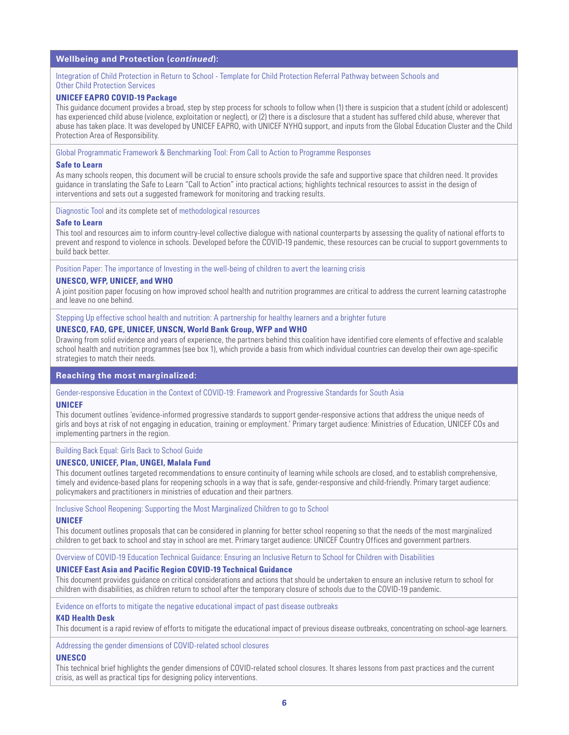## Wellbeing and Protection (*continued*):

Integration of Child Protection in Return to School - Template for Child Protection Referral Pathway between Schools and Other Child Protection Services

**UNICEF EAPRO COVID-19 Package**

This guidance document provides a broad, step by step process for schools to follow when (1) there is suspicion that a student (child or adolescent) has experienced child abuse (violence, exploitation or neglect), or (2) there is a disclosure that a student has suffered child abuse, wherever that abuse has taken place. It was developed by UNICEF EAPRO, with UNICEF NYHQ support, and inputs from the Global Education Cluster and the Child Protection Area of Responsibility.

Global Programmatic Framework & Benchmarking Tool: From Call to Action to Programme Responses

**Safe to Learn**

As many schools reopen, this document will be crucial to ensure schools provide the safe and supportive space that children need. It provides guidance in translating the Safe to Learn "Call to Action" into practical actions; highlights technical resources to assist in the design of interventions and sets out a suggested framework for monitoring and tracking results.

Diagnostic Tool and its complete set of methodological resources

**Safe to Learn**

This tool and resources aim to inform country-level collective dialogue with national counterparts by assessing the quality of national efforts to prevent and respond to violence in schools. Developed before the COVID-19 pandemic, these resources can be crucial to support governments to build back better.

Position Paper: The importance of Investing in the well-being of children to avert the learning crisis

**UNESCO, WFP, UNICEF, and WHO**

A joint position paper focusing on how improved school health and nutrition programmes are critical to address the current learning catastrophe and leave no one behind.

Stepping Up effective school health and nutrition: A partnership for healthy learners and a brighter future

**UNESCO, FAO, GPE, UNICEF, UNSCN, World Bank Group, WFP and WHO**

Drawing from solid evidence and years of experience, the partners behind this coalition have identified core elements of effective and scalable school health and nutrition programmes (see box 1), which provide a basis from which individual countries can develop their own age-specific strategies to match their needs.

## Reaching the most marginalized:

Gender-responsive Education in the Context of COVID-19: Framework and Progressive Standards for South Asia

**UNICEF**

This document outlines 'evidence-informed progressive standards to support gender-responsive actions that address the unique needs of girls and boys at risk of not engaging in education, training or employment.' Primary target audience: Ministries of Education, UNICEF COs and implementing partners in the region.

Building Back Equal: Girls Back to School Guide

**UNESCO, UNICEF, Plan, UNGEI, Malala Fund**

This document outlines targeted recommendations to ensure continuity of learning while schools are closed, and to establish comprehensive, timely and evidence-based plans for reopening schools in a way that is safe, gender-responsive and child-friendly. Primary target audience: policymakers and practitioners in ministries of education and their partners.

Inclusive School Reopening: Supporting the Most Marginalized Children to go to School

**UNICEF**

This document outlines proposals that can be considered in planning for better school reopening so that the needs of the most marginalized children to get back to school and stay in school are met. Primary target audience: UNICEF Country Offices and government partners.

Overview of COVID-19 Education Technical Guidance: Ensuring an Inclusive Return to School for Children with Disabilities

**UNICEF East Asia and Pacific Region COVID-19 Technical Guidance**

This document provides guidance on critical considerations and actions that should be undertaken to ensure an inclusive return to school for children with disabilities, as children return to school after the temporary closure of schools due to the COVID-19 pandemic.

Evidence on efforts to mitigate the negative educational impact of past disease outbreaks

**K4D Health Desk**

This document is a rapid review of efforts to mitigate the educational impact of previous disease outbreaks, concentrating on school-age learners.

Addressing the gender dimensions of COVID-related school closures

**UNESCO**

This technical brief highlights the gender dimensions of COVID-related school closures. It shares lessons from past practices and the current crisis, as well as practical tips for designing policy interventions.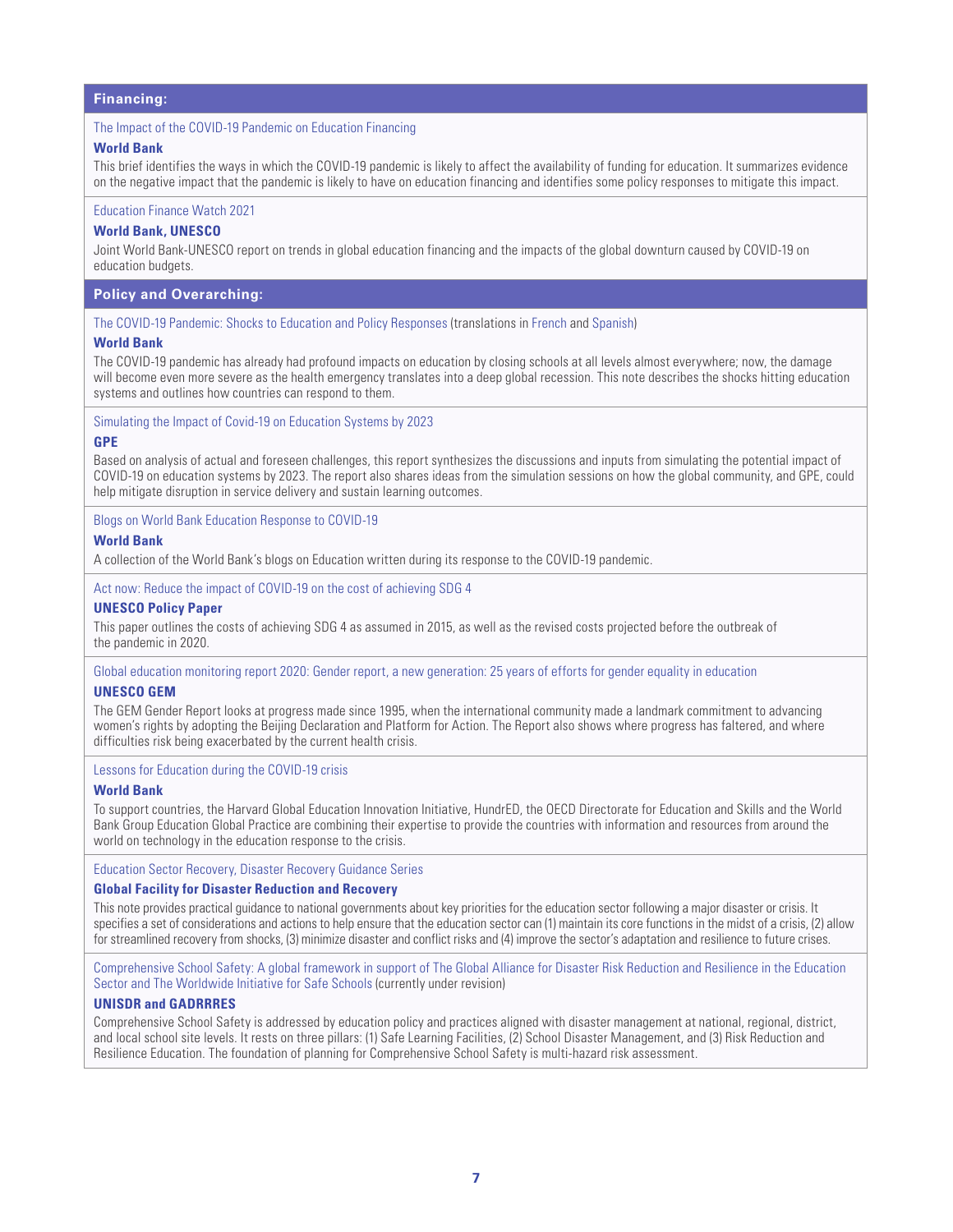## Financing:

The Impact of the COVID-19 Pandemic on Education Financing

**World Bank**

This brief identifies the ways in which the COVID-19 pandemic is likely to affect the availability of funding for education. It summarizes evidence on the negative impact that the pandemic is likely to have on education financing and identifies some policy responses to mitigate this impact.

Education Finance Watch 2021

**World Bank, UNESCO**

Joint World Bank-UNESCO report on trends in global education financing and the impacts of the global downturn caused by COVID-19 on education budgets.

## Policy and Overarching:

The COVID-19 Pandemic: Shocks to Education and Policy Responses (translations in French and Spanish)

**World Bank**

The COVID-19 pandemic has already had profound impacts on education by closing schools at all levels almost everywhere; now, the damage will become even more severe as the health emergency translates into a deep global recession. This note describes the shocks hitting education systems and outlines how countries can respond to them.

Simulating the Impact of Covid-19 on Education Systems by 2023

**GPE**

Based on analysis of actual and foreseen challenges, this report synthesizes the discussions and inputs from simulating the potential impact of COVID-19 on education systems by 2023. The report also shares ideas from the simulation sessions on how the global community, and GPE, could help mitigate disruption in service delivery and sustain learning outcomes.

Blogs on World Bank Education Response to COVID-19

**World Bank**

A collection of the World Bank's blogs on Education written during its response to the COVID-19 pandemic.

Act now: Reduce the impact of COVID-19 on the cost of achieving SDG 4

**UNESCO Policy Paper**

This paper outlines the costs of achieving SDG 4 as assumed in 2015, as well as the revised costs projected before the outbreak of the pandemic in 2020.

Global education monitoring report 2020: Gender report, a new generation: 25 years of efforts for gender equality in education

**UNESCO GEM**

The GEM Gender Report looks at progress made since 1995, when the international community made a landmark commitment to advancing women's rights by adopting the Beijing Declaration and Platform for Action. The Report also shows where progress has faltered, and where difficulties risk being exacerbated by the current health crisis.

Lessons for Education during the COVID-19 crisis

**World Bank**

To support countries, the Harvard Global Education Innovation Initiative, HundrED, the OECD Directorate for Education and Skills and the World Bank Group Education Global Practice are combining their expertise to provide the countries with information and resources from around the world on technology in the education response to the crisis.

Education Sector Recovery, Disaster Recovery Guidance Series

**Global Facility for Disaster Reduction and Recovery**

This note provides practical guidance to national governments about key priorities for the education sector following a major disaster or crisis. It specifies a set of considerations and actions to help ensure that the education sector can (1) maintain its core functions in the midst of a crisis, (2) allow for streamlined recovery from shocks, (3) minimize disaster and conflict risks and (4) improve the sector's adaptation and resilience to future crises.

Comprehensive School Safety: A global framework in support of The Global Alliance for Disaster Risk Reduction and Resilience in the Education Sector and The Worldwide Initiative for Safe Schools (currently under revision)

**UNISDR and GADRRRES**

Comprehensive School Safety is addressed by education policy and practices aligned with disaster management at national, regional, district, and local school site levels. It rests on three pillars: (1) Safe Learning Facilities, (2) School Disaster Management, and (3) Risk Reduction and Resilience Education. The foundation of planning for Comprehensive School Safety is multi-hazard risk assessment.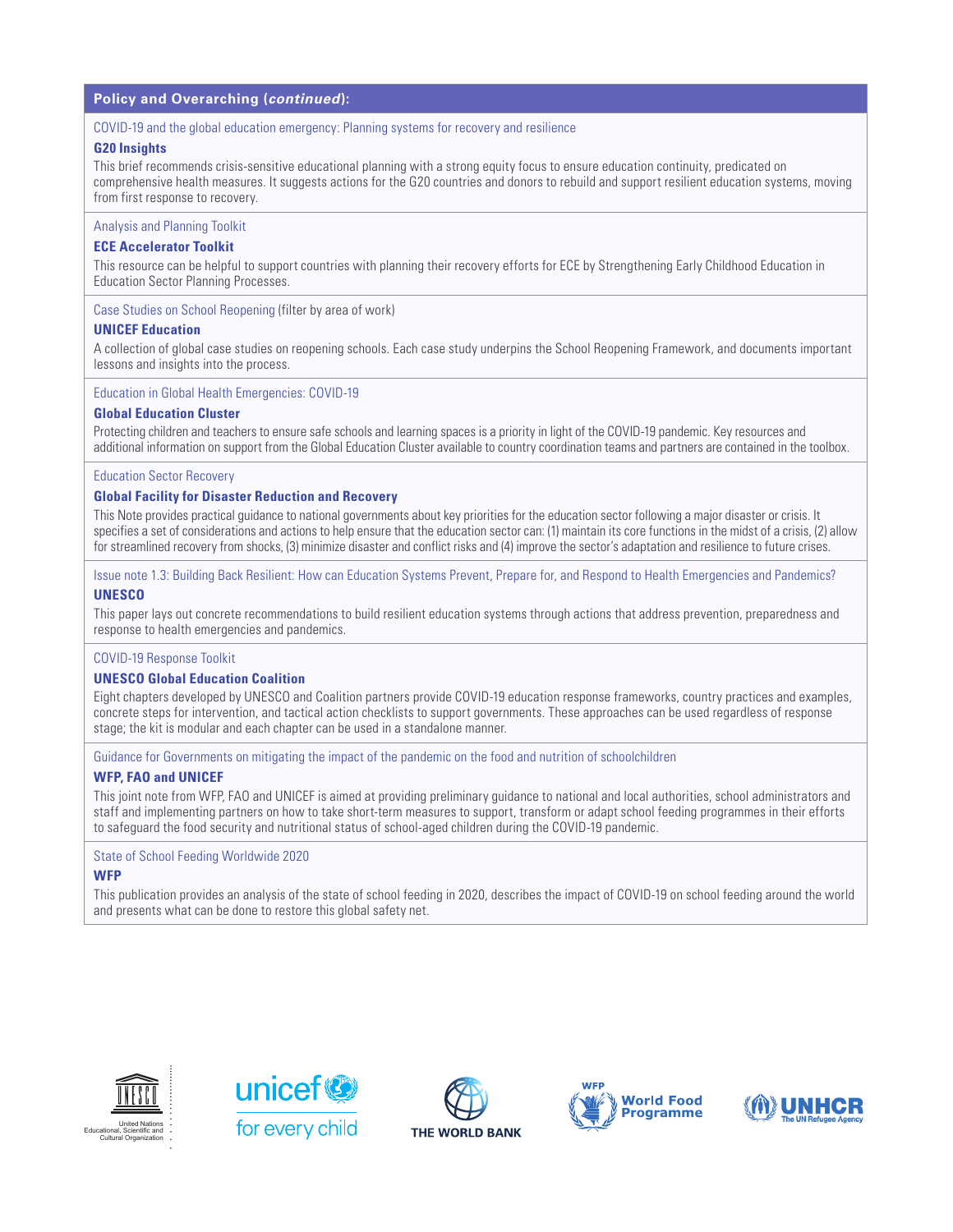## Policy and Overarching (*continued*):

COVID-19 and the global education emergency: Planning systems for recovery and resilience

**G20 Insights**

This brief recommends crisis-sensitive educational planning with a strong equity focus to ensure education continuity, predicated on comprehensive health measures. It suggests actions for the G20 countries and donors to rebuild and support resilient education systems, moving from first response to recovery.

Analysis and Planning Toolkit

**ECE Accelerator Toolkit**

This resource can be helpful to support countries with planning their recovery efforts for ECE by Strengthening Early Childhood Education in Education Sector Planning Processes.

Case Studies on School Reopening (filter by area of work)

**UNICEF Education**

A collection of global case studies on reopening schools. Each case study underpins the School Reopening Framework, and documents important lessons and insights into the process.

Education in Global Health Emergencies: COVID-19

**Global Education Cluster**

Protecting children and teachers to ensure safe schools and learning spaces is a priority in light of the COVID-19 pandemic. Key resources and additional information on support from the Global Education Cluster available to country coordination teams and partners are contained in the toolbox.

Education Sector Recovery

**Global Facility for Disaster Reduction and Recovery**

This Note provides practical guidance to national governments about key priorities for the education sector following a major disaster or crisis. It specifies a set of considerations and actions to help ensure that the education sector can: (1) maintain its core functions in the midst of a crisis, (2) allow for streamlined recovery from shocks, (3) minimize disaster and conflict risks and (4) improve the sector's adaptation and resilience to future crises.

Issue note 1.3: Building Back Resilient: How can Education Systems Prevent, Prepare for, and Respond to Health Emergencies and Pandemics?

**UNESCO**

This paper lays out concrete recommendations to build resilient education systems through actions that address prevention, preparedness and response to health emergencies and pandemics.

COVID-19 Response Toolkit

**UNESCO Global Education Coalition**

Eight chapters developed by UNESCO and Coalition partners provide COVID-19 education response frameworks, country practices and examples, concrete steps for intervention, and tactical action checklists to support governments. These approaches can be used regardless of response stage; the kit is modular and each chapter can be used in a standalone manner.

Guidance for Governments on mitigating the impact of the pandemic on the food and nutrition of schoolchildren

**WFP, FAO and UNICEF**

This joint note from WFP, FAO and UNICEF is aimed at providing preliminary guidance to national and local authorities, school administrators and staff and implementing partners on how to take short-term measures to support, transform or adapt school feeding programmes in their efforts to safeguard the food security and nutritional status of school-aged children during the COVID-19 pandemic.

State of School Feeding Worldwide 2020

**WFP**

This publication provides an analysis of the state of school feeding in 2020, describes the impact of COVID-19 on school feeding around the world and presents what can be done to restore this global safety net.

United Nations Educational, Scientific and Cultural Organization

unicef for every child

THE WORLD BANK

WFP World Food Programme

UNHCR The UN Refugee Agency